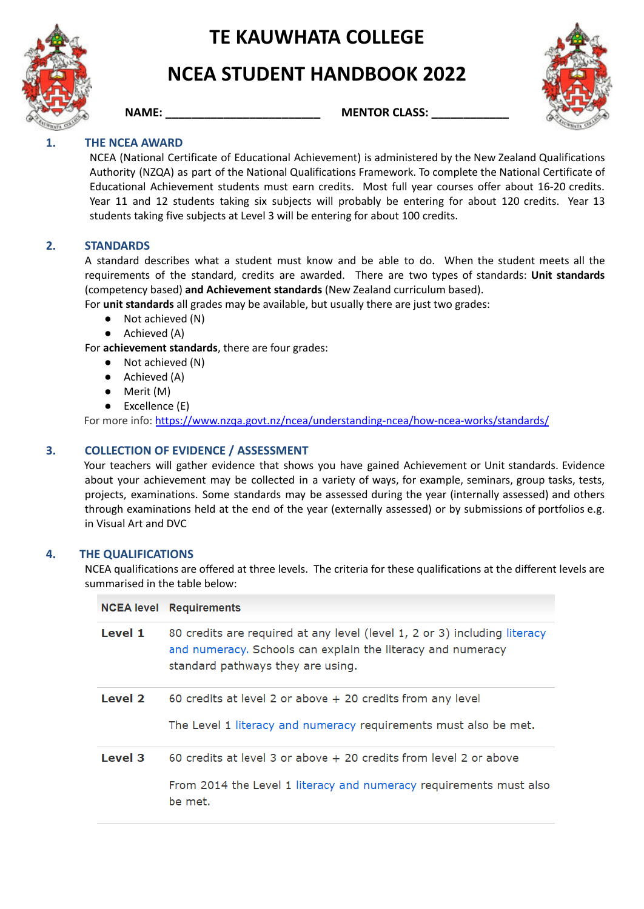# TE KAUWHATA COLLEGE

# NCEA STUDENT HANDBOOK 2022

**NAME:** ________________________ **MENTOR CLASS:** ____________

## 1. THE NCEA AWARD

NCEA (National Certificate of Educational Achievement) is administered by the New Zealand Qualifications Authority (NZQA) as part of the National Qualifications Framework. To complete the National Certificate of Educational Achievement students must earn credits. Most full year courses offer about 16-20 credits. Year 11 and 12 students taking six subjects will probably be entering for about 120 credits. Year 13 students taking five subjects at Level 3 will be entering for about 100 credits.

## 2. STANDARDS

A standard describes what a student must know and be able to do. When the student meets all the requirements of the standard, credits are awarded. There are two types of standards: **Unit standards** (competency based) **and Achievement standards** (New Zealand curriculum based).

For **unit standards** all grades may be available, but usually there are just two grades:

- Not achieved (N)
- Achieved (A)

For **achievement standards**, there are four grades:

- Not achieved (N)
- Achieved (A)
- Merit (M)
- Excellence (E)

For more info: https://www.nzqa.govt.nz/ncea/understanding-ncea/how-ncea-works/standards/

## 3. COLLECTION OF EVIDENCE / ASSESSMENT

Your teachers will gather evidence that shows you have gained Achievement or Unit standards. Evidence about your achievement may be collected in a variety of ways, for example, seminars, group tasks, tests, projects, examinations. Some standards may be assessed during the year (internally assessed) and others through examinations held at the end of the year (externally assessed) or by submissions of portfolios e.g. in Visual Art and DVC

## 4. THE QUALIFICATIONS

NCEA qualifications are offered at three levels. The criteria for these qualifications at the different levels are summarised in the table below:

| NCEA level | Requirements |
|---|---|
| **Level 1** | 80 credits are required at any level (level 1, 2 or 3) including literacy and numeracy. Schools can explain the literacy and numeracy standard pathways they are using. |
| **Level 2** | 60 credits at level 2 or above + 20 credits from any level<br><br>The Level 1 literacy and numeracy requirements must also be met. |
| **Level 3** | 60 credits at level 3 or above + 20 credits from level 2 or above<br><br>From 2014 the Level 1 literacy and numeracy requirements must also be met. |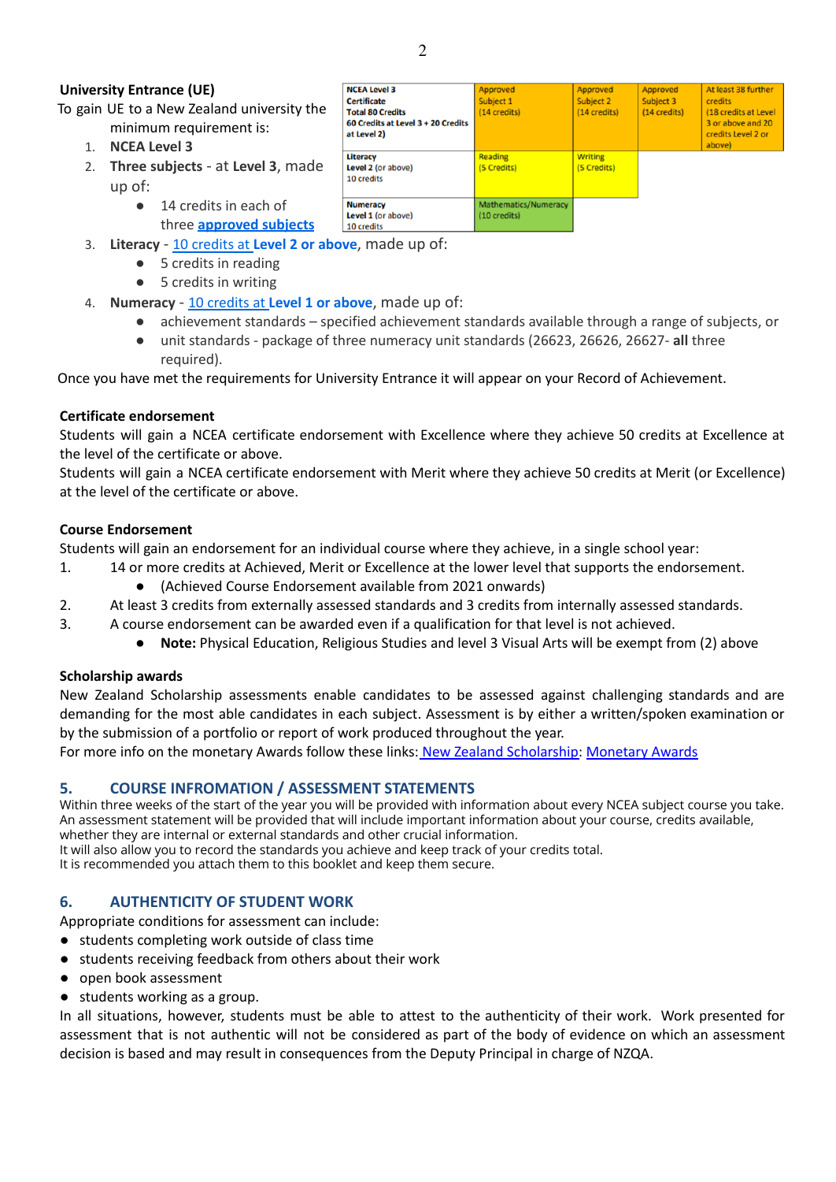### University Entrance (UE)

To gain UE to a New Zealand university the minimum requirement is:

1. **NCEA Level 3**
2. **Three subjects** - at **Level 3**, made up of:
   - 14 credits in each of three **approved subjects**
3. **Literacy** - 10 credits at **Level 2 or above**, made up of:
   - 5 credits in reading
   - 5 credits in writing
4. **Numeracy** - 10 credits at **Level 1 or above**, made up of:
   - achievement standards – specified achievement standards available through a range of subjects, or
   - unit standards - package of three numeracy unit standards (26623, 26626, 26627- **all** three required).

| **NCEA Level 3 Certificate Total 80 Credits 60 Credits at Level 3 + 20 Credits at Level 2)** | Approved Subject 1 (14 credits) | Approved Subject 2 (14 credits) | Approved Subject 3 (14 credits) | At least 38 further credits (18 credits at Level 3 or above and 20 credits Level 2 or above) |
|---|---|---|---|---|
| **Literacy** Level 2 (or above) 10 credits | Reading (5 Credits) | Writing (5 Credits) | | |
| **Numeracy** Level 1 (or above) 10 credits | Mathematics/Numeracy (10 credits) | | | |

Once you have met the requirements for University Entrance it will appear on your Record of Achievement.

### Certificate endorsement

Students will gain a NCEA certificate endorsement with Excellence where they achieve 50 credits at Excellence at the level of the certificate or above.

Students will gain a NCEA certificate endorsement with Merit where they achieve 50 credits at Merit (or Excellence) at the level of the certificate or above.

### Course Endorsement

Students will gain an endorsement for an individual course where they achieve, in a single school year:

1. 14 or more credits at Achieved, Merit or Excellence at the lower level that supports the endorsement.
   - (Achieved Course Endorsement available from 2021 onwards)
2. At least 3 credits from externally assessed standards and 3 credits from internally assessed standards.
3. A course endorsement can be awarded even if a qualification for that level is not achieved.
   - **Note:** Physical Education, Religious Studies and level 3 Visual Arts will be exempt from (2) above

### Scholarship awards

New Zealand Scholarship assessments enable candidates to be assessed against challenging standards and are demanding for the most able candidates in each subject. Assessment is by either a written/spoken examination or by the submission of a portfolio or report of work produced throughout the year.

For more info on the monetary Awards follow these links: New Zealand Scholarship: Monetary Awards

## 5. COURSE INFROMATION / ASSESSMENT STATEMENTS

Within three weeks of the start of the year you will be provided with information about every NCEA subject course you take. An assessment statement will be provided that will include important information about your course, credits available, whether they are internal or external standards and other crucial information.

It will also allow you to record the standards you achieve and keep track of your credits total.

It is recommended you attach them to this booklet and keep them secure.

## 6. AUTHENTICITY OF STUDENT WORK

Appropriate conditions for assessment can include:

- students completing work outside of class time
- students receiving feedback from others about their work
- open book assessment
- students working as a group.

In all situations, however, students must be able to attest to the authenticity of their work. Work presented for assessment that is not authentic will not be considered as part of the body of evidence on which an assessment decision is based and may result in consequences from the Deputy Principal in charge of NZQA.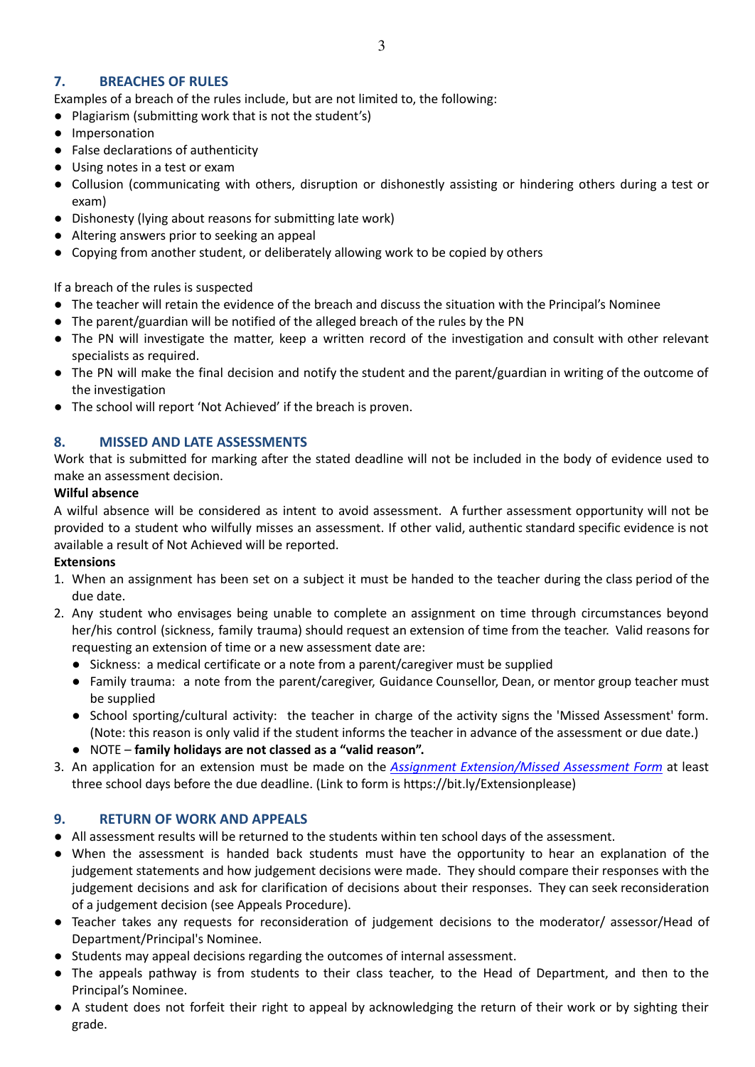## 7. BREACHES OF RULES

Examples of a breach of the rules include, but are not limited to, the following:

- Plagiarism (submitting work that is not the student's)
- Impersonation
- False declarations of authenticity
- Using notes in a test or exam
- Collusion (communicating with others, disruption or dishonestly assisting or hindering others during a test or exam)
- Dishonesty (lying about reasons for submitting late work)
- Altering answers prior to seeking an appeal
- Copying from another student, or deliberately allowing work to be copied by others

If a breach of the rules is suspected

- The teacher will retain the evidence of the breach and discuss the situation with the Principal's Nominee
- The parent/guardian will be notified of the alleged breach of the rules by the PN
- The PN will investigate the matter, keep a written record of the investigation and consult with other relevant specialists as required.
- The PN will make the final decision and notify the student and the parent/guardian in writing of the outcome of the investigation
- The school will report 'Not Achieved' if the breach is proven.

## 8. MISSED AND LATE ASSESSMENTS

Work that is submitted for marking after the stated deadline will not be included in the body of evidence used to make an assessment decision.

**Wilful absence**

A wilful absence will be considered as intent to avoid assessment. A further assessment opportunity will not be provided to a student who wilfully misses an assessment. If other valid, authentic standard specific evidence is not available a result of Not Achieved will be reported.

**Extensions**

1. When an assignment has been set on a subject it must be handed to the teacher during the class period of the due date.
2. Any student who envisages being unable to complete an assignment on time through circumstances beyond her/his control (sickness, family trauma) should request an extension of time from the teacher. Valid reasons for requesting an extension of time or a new assessment date are:
   - Sickness: a medical certificate or a note from a parent/caregiver must be supplied
   - Family trauma: a note from the parent/caregiver, Guidance Counsellor, Dean, or mentor group teacher must be supplied
   - School sporting/cultural activity: the teacher in charge of the activity signs the 'Missed Assessment' form. (Note: this reason is only valid if the student informs the teacher in advance of the assessment or due date.)
   - NOTE – **family holidays are not classed as a "valid reason".**
3. An application for an extension must be made on the *Assignment Extension/Missed Assessment Form* at least three school days before the due deadline. (Link to form is https://bit.ly/Extensionplease)

## 9. RETURN OF WORK AND APPEALS

- All assessment results will be returned to the students within ten school days of the assessment.
- When the assessment is handed back students must have the opportunity to hear an explanation of the judgement statements and how judgement decisions were made. They should compare their responses with the judgement decisions and ask for clarification of decisions about their responses. They can seek reconsideration of a judgement decision (see Appeals Procedure).
- Teacher takes any requests for reconsideration of judgement decisions to the moderator/ assessor/Head of Department/Principal's Nominee.
- Students may appeal decisions regarding the outcomes of internal assessment.
- The appeals pathway is from students to their class teacher, to the Head of Department, and then to the Principal's Nominee.
- A student does not forfeit their right to appeal by acknowledging the return of their work or by sighting their grade.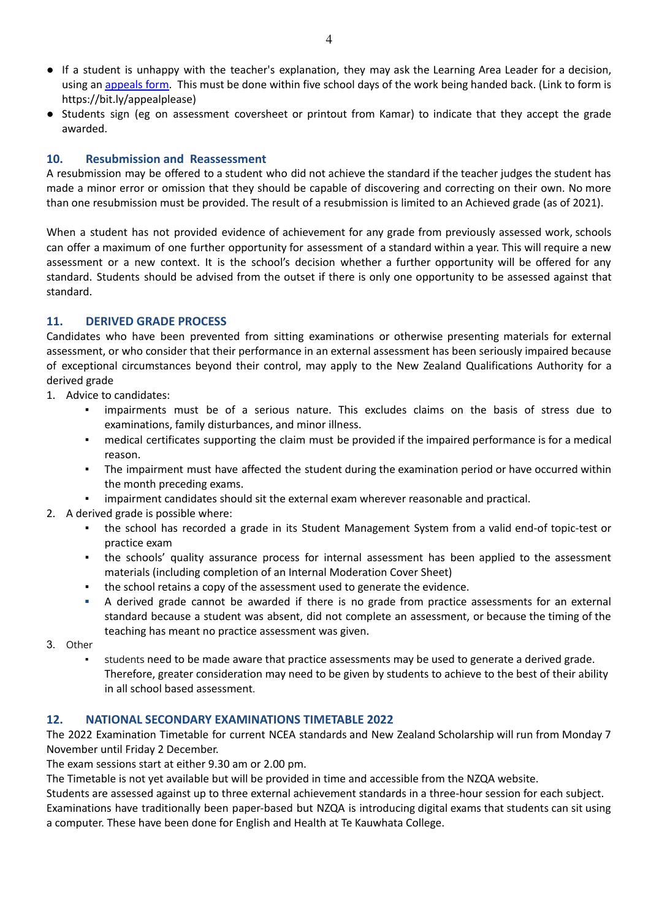- If a student is unhappy with the teacher's explanation, they may ask the Learning Area Leader for a decision, using an [appeals form](https://bit.ly/appealplease). This must be done within five school days of the work being handed back. (Link to form is https://bit.ly/appealplease)
- Students sign (eg on assessment coversheet or printout from Kamar) to indicate that they accept the grade awarded.

## 10. Resubmission and Reassessment

A resubmission may be offered to a student who did not achieve the standard if the teacher judges the student has made a minor error or omission that they should be capable of discovering and correcting on their own. No more than one resubmission must be provided. The result of a resubmission is limited to an Achieved grade (as of 2021).

When a student has not provided evidence of achievement for any grade from previously assessed work, schools can offer a maximum of one further opportunity for assessment of a standard within a year. This will require a new assessment or a new context. It is the school's decision whether a further opportunity will be offered for any standard. Students should be advised from the outset if there is only one opportunity to be assessed against that standard.

## 11. DERIVED GRADE PROCESS

Candidates who have been prevented from sitting examinations or otherwise presenting materials for external assessment, or who consider that their performance in an external assessment has been seriously impaired because of exceptional circumstances beyond their control, may apply to the New Zealand Qualifications Authority for a derived grade

1. Advice to candidates:
   - impairments must be of a serious nature. This excludes claims on the basis of stress due to examinations, family disturbances, and minor illness.
   - medical certificates supporting the claim must be provided if the impaired performance is for a medical reason.
   - The impairment must have affected the student during the examination period or have occurred within the month preceding exams.
   - impairment candidates should sit the external exam wherever reasonable and practical.
2. A derived grade is possible where:
   - the school has recorded a grade in its Student Management System from a valid end-of topic-test or practice exam
   - the schools' quality assurance process for internal assessment has been applied to the assessment materials (including completion of an Internal Moderation Cover Sheet)
   - the school retains a copy of the assessment used to generate the evidence.
   - A derived grade cannot be awarded if there is no grade from practice assessments for an external standard because a student was absent, did not complete an assessment, or because the timing of the teaching has meant no practice assessment was given.
3. Other
   - students need to be made aware that practice assessments may be used to generate a derived grade. Therefore, greater consideration may need to be given by students to achieve to the best of their ability in all school based assessment.

## 12. NATIONAL SECONDARY EXAMINATIONS TIMETABLE 2022

The 2022 Examination Timetable for current NCEA standards and New Zealand Scholarship will run from Monday 7 November until Friday 2 December.

The exam sessions start at either 9.30 am or 2.00 pm.

The Timetable is not yet available but will be provided in time and accessible from the NZQA website.

Students are assessed against up to three external achievement standards in a three-hour session for each subject.

Examinations have traditionally been paper-based but NZQA is introducing digital exams that students can sit using a computer. These have been done for English and Health at Te Kauwhata College.